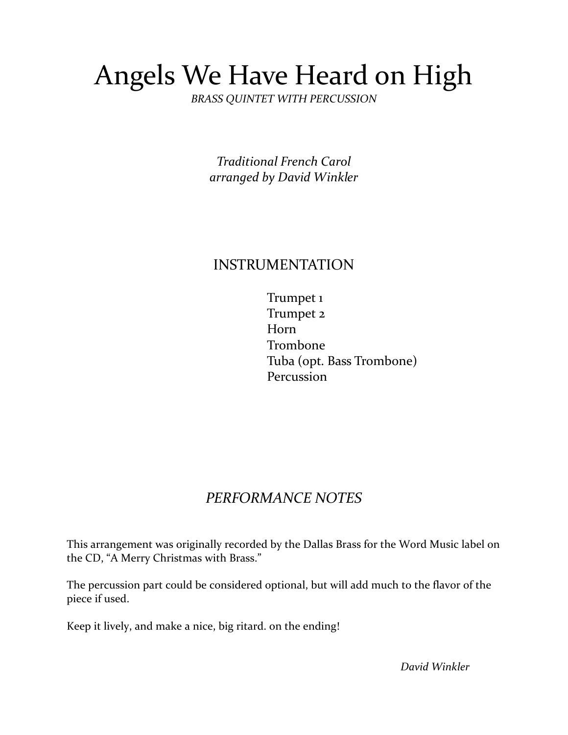# Angels We Have Heard on High

*BRASS QUINTET WITH PERCUSSION*

*Traditional French Carol*
*arranged by David Winkler*

## INSTRUMENTATION

Trumpet 1
Trumpet 2
Horn
Trombone
Tuba (opt. Bass Trombone)
Percussion

## *PERFORMANCE NOTES*

This arrangement was originally recorded by the Dallas Brass for the Word Music label on the CD, "A Merry Christmas with Brass."

The percussion part could be considered optional, but will add much to the flavor of the piece if used.

Keep it lively, and make a nice, big ritard. on the ending!

*David Winkler*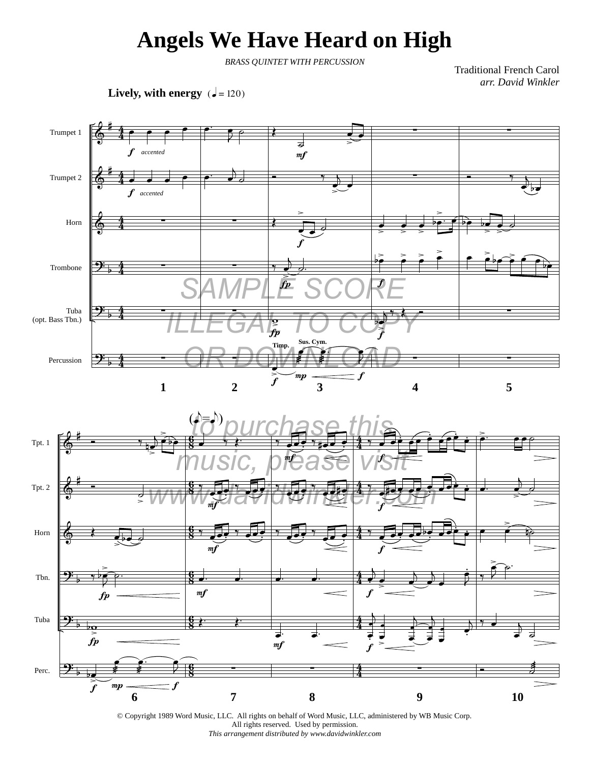# Angels We Have Heard on High

*BRASS QUINTET WITH PERCUSSION*

Traditional French Carol
*arr. David Winkler*

**Lively, with energy** (♩ = 120)

SAMPLE SCORE ILLEGAL TO COPY OR DOWNLOAD

to purchase this music, please visit www.davidwinkler.com

© Copyright 1989 Word Music, LLC. All rights on behalf of Word Music, LLC, administered by WB Music Corp.
All rights reserved. Used by permission.
*This arrangement distributed by www.davidwinkler.com*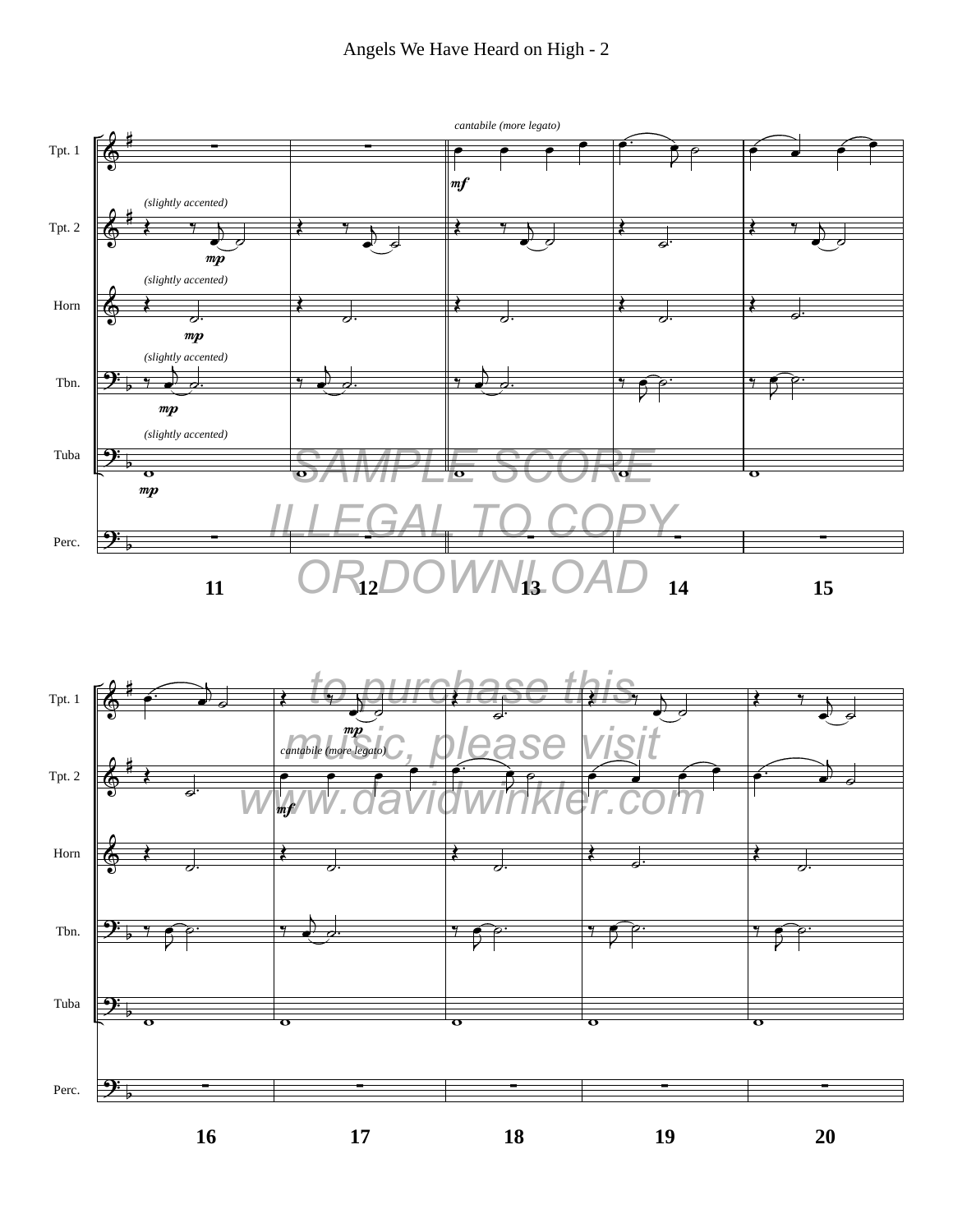SAMPLE SCORE ILLEGAL TO COPY OR DOWNLOAD

to purchase this music, please visit www.davidwinkler.com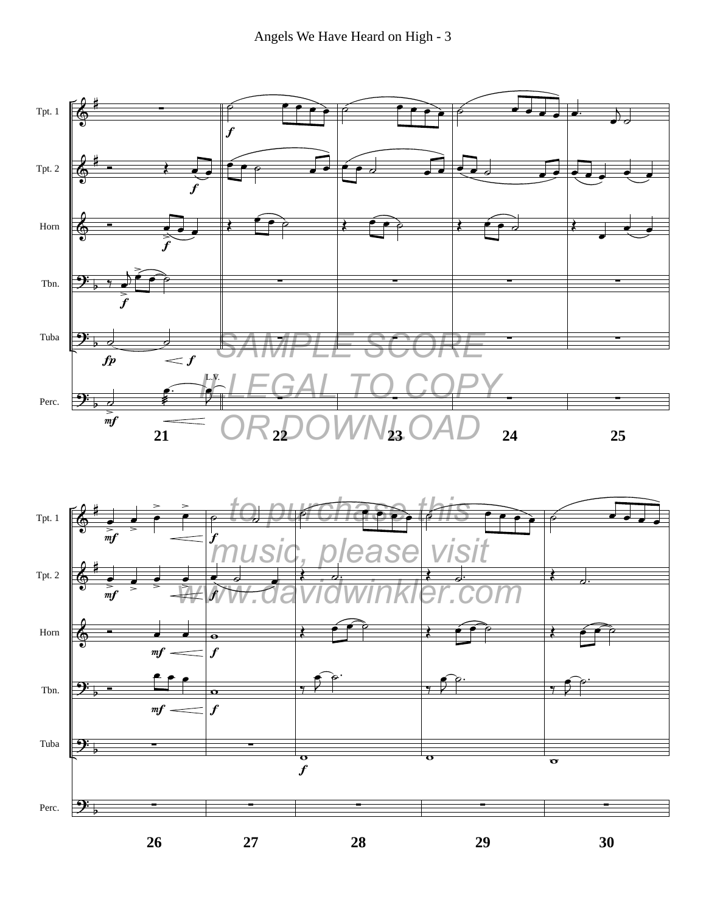SAMPLE SCORE
ILLEGAL TO COPY
OR DOWNLOAD

to purchase this
music, please visit
www.davidwinkler.com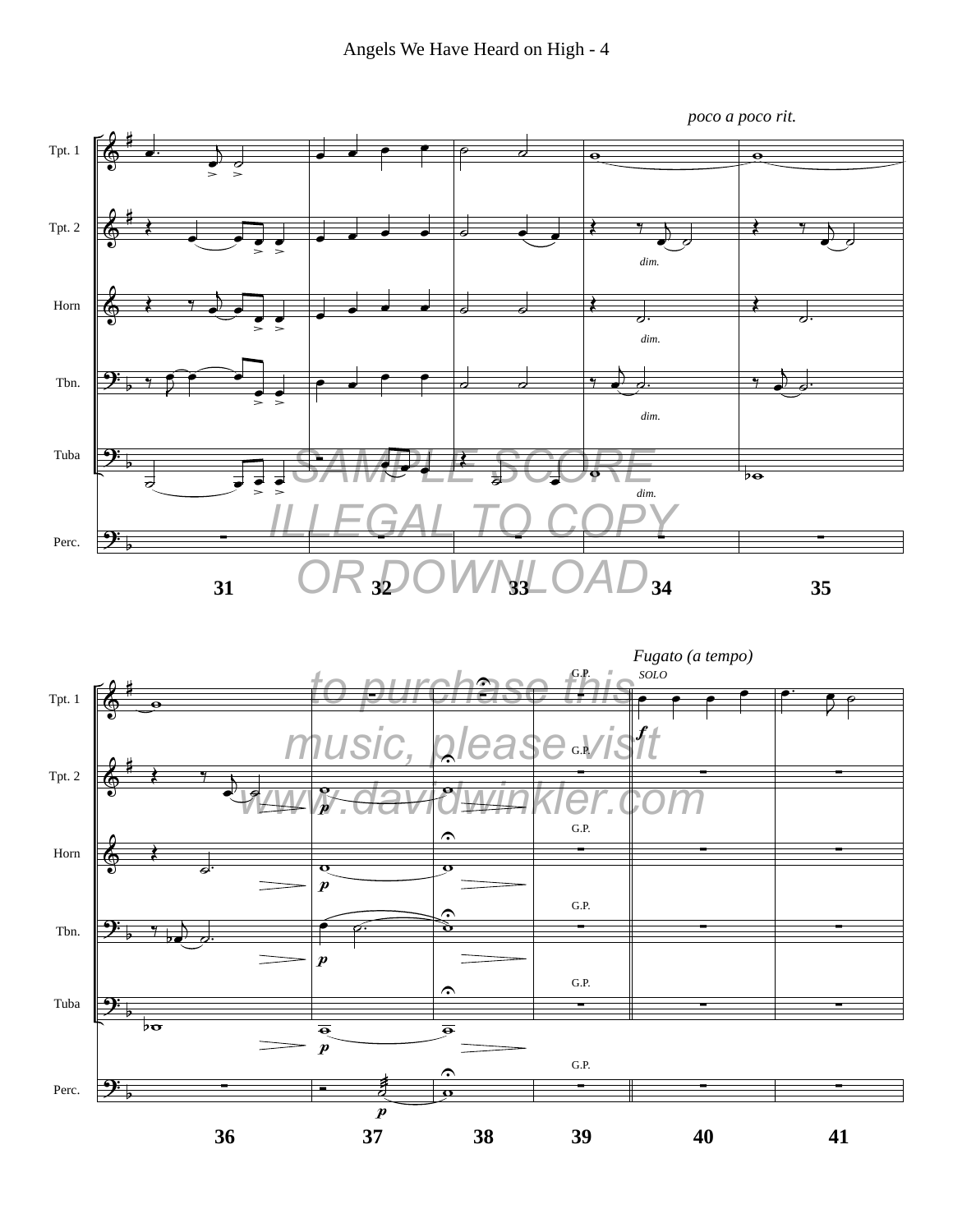poco a poco rit.

Tpt. 1

Tpt. 2

Horn

Tbn.

Tuba

Perc.

*dim.*

31 32 33 34 35

SAMPLE SCORE
ILLEGAL TO COPY
OR DOWNLOAD

to purchase this
music, please visit
www.davidwinkler.com

*Fugato (a tempo)*

SOLO

G.P.

*f*

*p*

36 37 38 39 40 41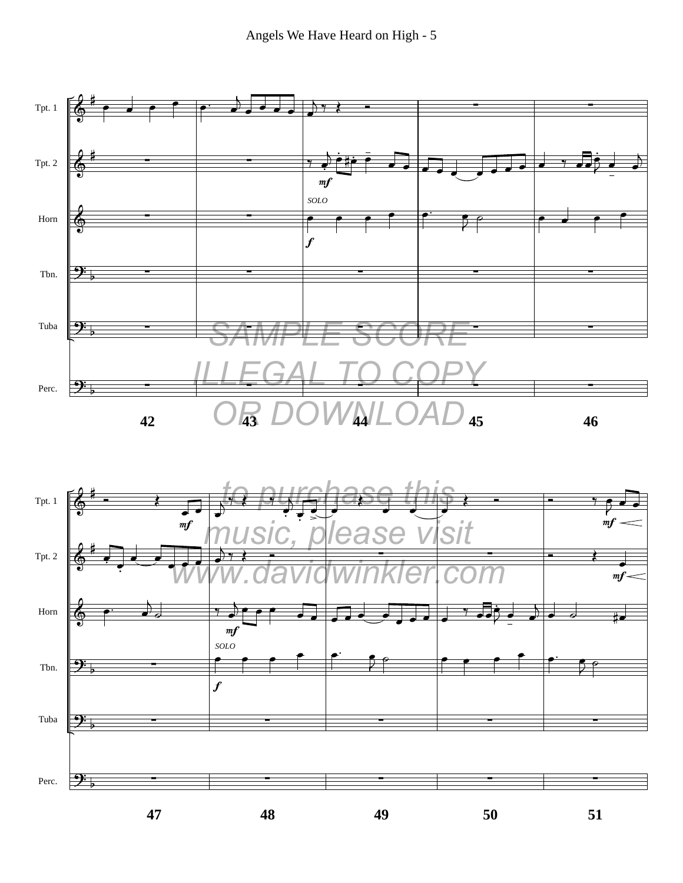SAMPLE SCORE
ILLEGAL TO COPY
OR DOWNLOAD

to purchase this
music, please visit
www.davidwinkler.com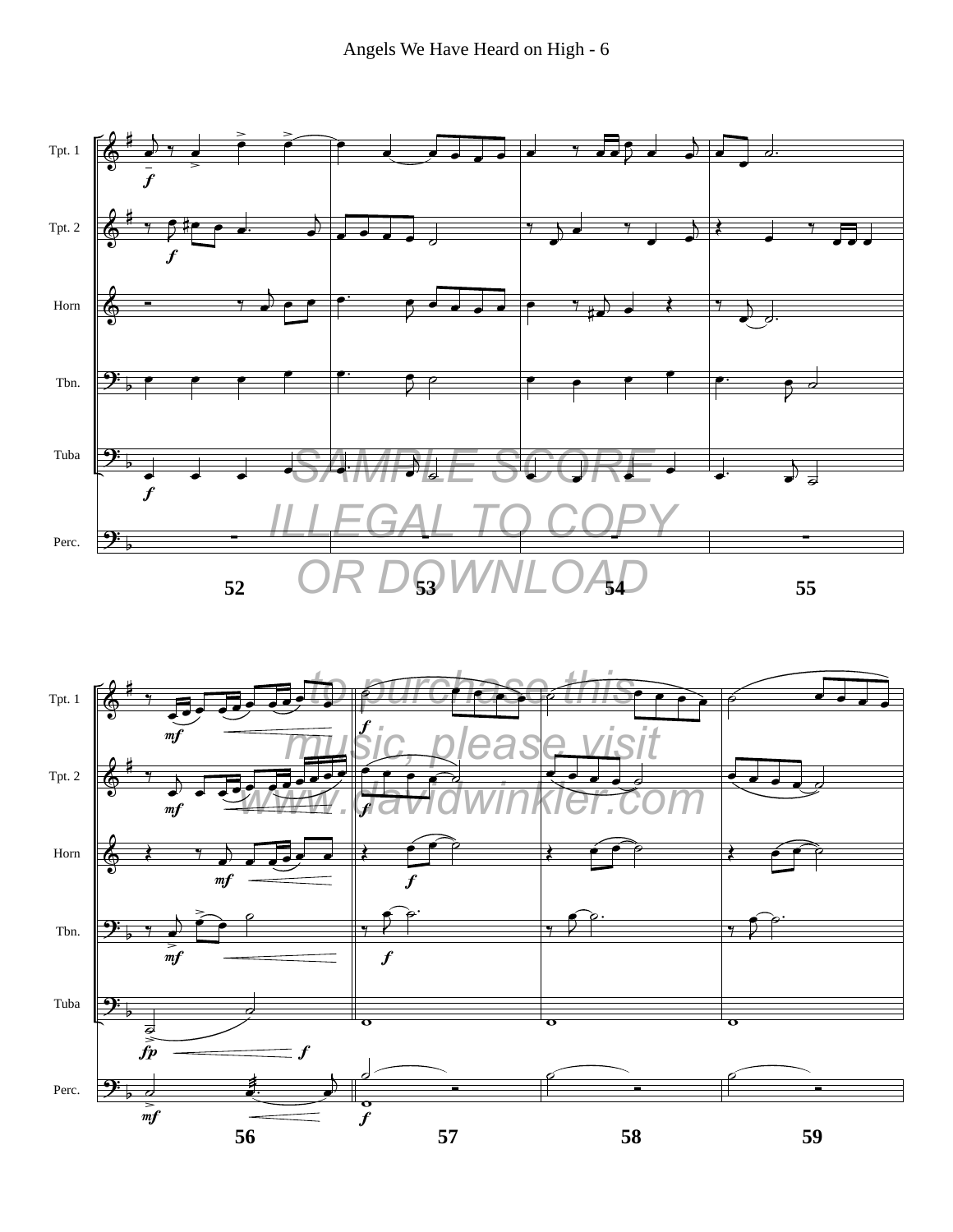SAMPLE SCORE ILLEGAL TO COPY OR DOWNLOAD

to purchase this music, please visit www.davidwinkler.com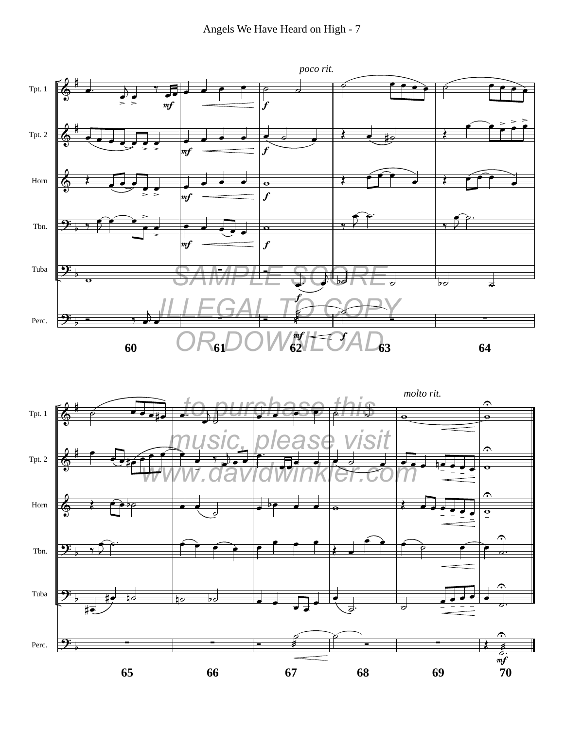SAMPLE SCORE ILLEGAL TO COPY OR DOWNLOAD

to purchase this music, please visit www.davidwinkler.com